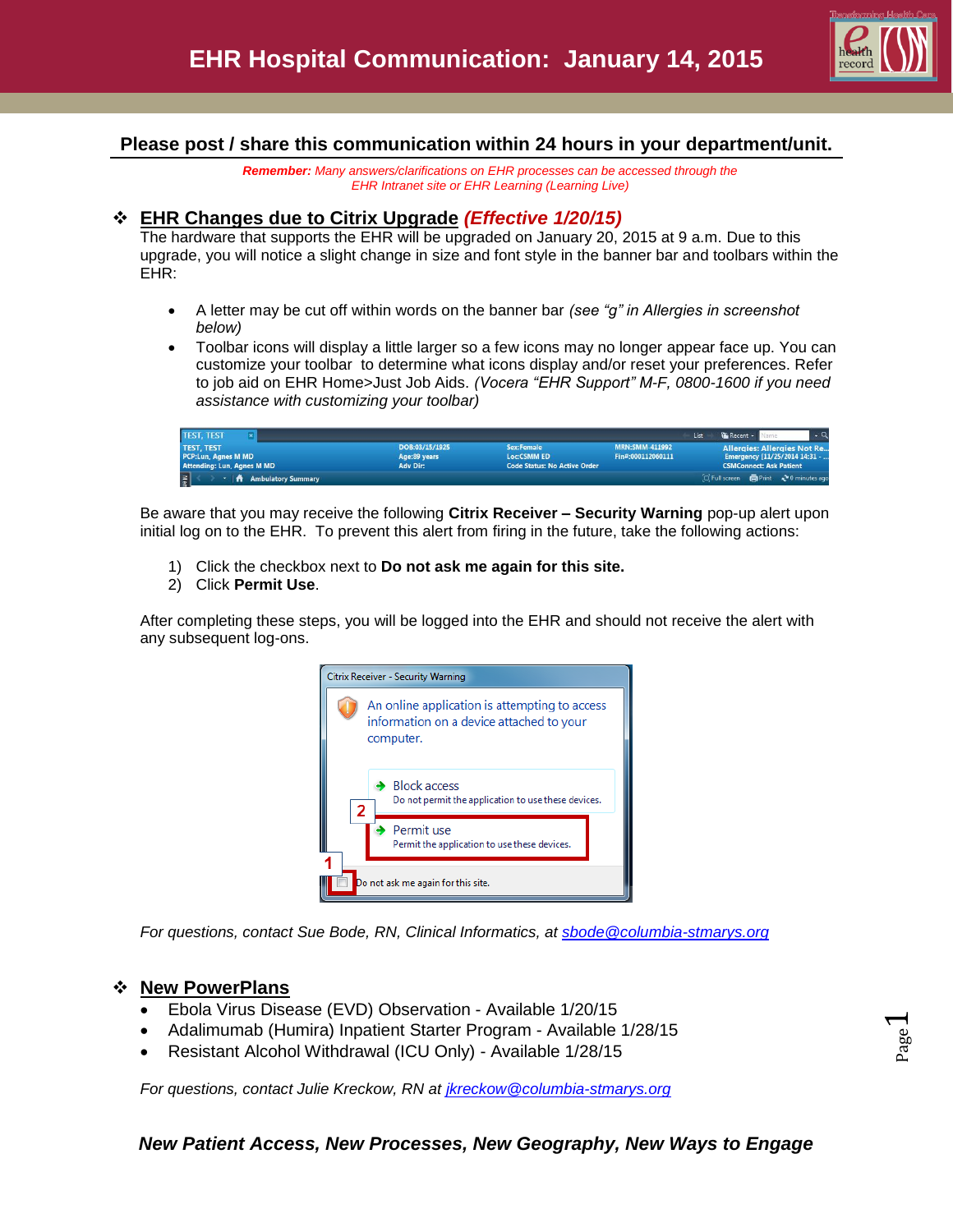# EHR Hospital Communication: January 14, 2015

**Please post / share this communication within 24 hours in your department/unit.**

***Remember:*** *Many answers/clarifications on EHR processes can be accessed through the EHR Intranet site or EHR Learning (Learning Live)*

## EHR Changes due to Citrix Upgrade *(Effective 1/20/15)*

The hardware that supports the EHR will be upgraded on January 20, 2015 at 9 a.m. Due to this upgrade, you will notice a slight change in size and font style in the banner bar and toolbars within the EHR:

- A letter may be cut off within words on the banner bar *(see "g" in Allergies in screenshot below)*
- Toolbar icons will display a little larger so a few icons may no longer appear face up. You can customize your toolbar to determine what icons display and/or reset your preferences. Refer to job aid on EHR Home>Just Job Aids. *(Vocera "EHR Support" M-F, 0800-1600 if you need assistance with customizing your toolbar)*

Be aware that you may receive the following **Citrix Receiver – Security Warning** pop-up alert upon initial log on to the EHR. To prevent this alert from firing in the future, take the following actions:

1) Click the checkbox next to **Do not ask me again for this site.**
2) Click **Permit Use**.

After completing these steps, you will be logged into the EHR and should not receive the alert with any subsequent log-ons.

*For questions, contact Sue Bode, RN, Clinical Informatics, at sbode@columbia-stmarys.org*

## New PowerPlans

- Ebola Virus Disease (EVD) Observation - Available 1/20/15
- Adalimumab (Humira) Inpatient Starter Program - Available 1/28/15
- Resistant Alcohol Withdrawal (ICU Only) - Available 1/28/15

*For questions, contact Julie Kreckow, RN at jkreckow@columbia-stmarys.org*

***New Patient Access, New Processes, New Geography, New Ways to Engage***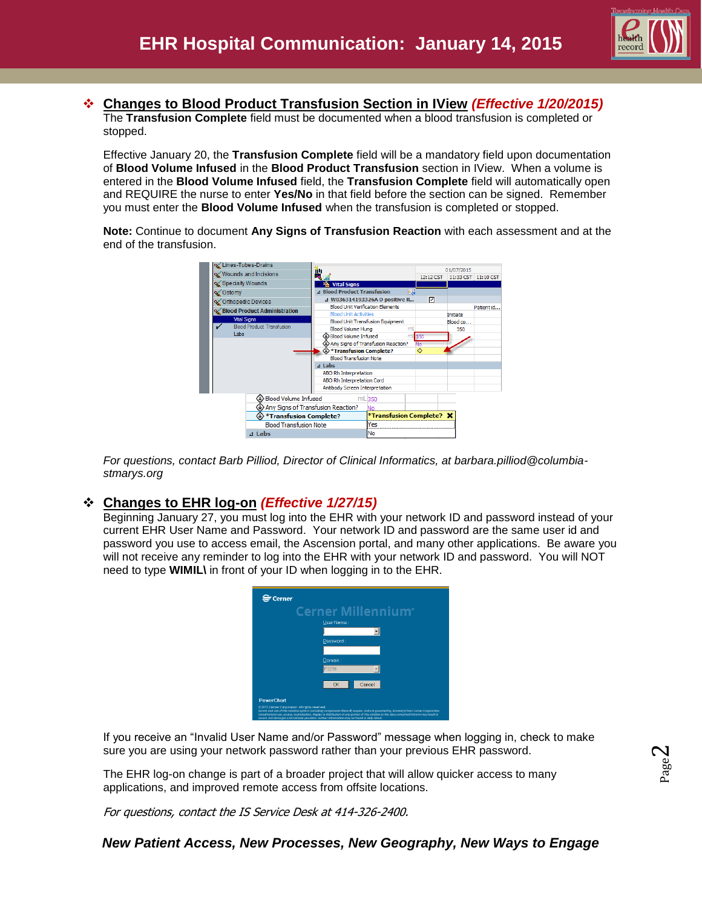／# EHR Hospital Communication: January 14, 2015

## Changes to Blood Product Transfusion Section in IView *(Effective 1/20/2015)*

The **Transfusion Complete** field must be documented when a blood transfusion is completed or stopped.

Effective January 20, the **Transfusion Complete** field will be a mandatory field upon documentation of **Blood Volume Infused** in the **Blood Product Transfusion** section in IView. When a volume is entered in the **Blood Volume Infused** field, the **Transfusion Complete** field will automatically open and REQUIRE the nurse to enter **Yes/No** in that field before the section can be signed. Remember you must enter the **Blood Volume Infused** when the transfusion is completed or stopped.

**Note:** Continue to document **Any Signs of Transfusion Reaction** with each assessment and at the end of the transfusion.

*For questions, contact Barb Pilliod, Director of Clinical Informatics, at barbara.pilliod@columbia-stmarys.org*

## Changes to EHR log-on *(Effective 1/27/15)*

Beginning January 27, you must log into the EHR with your network ID and password instead of your current EHR User Name and Password. Your network ID and password are the same user id and password you use to access email, the Ascension portal, and many other applications. Be aware you will not receive any reminder to log into the EHR with your network ID and password. You will NOT need to type **WIMIL\** in front of your ID when logging in to the EHR.

If you receive an "Invalid User Name and/or Password" message when logging in, check to make sure you are using your network password rather than your previous EHR password.

The EHR log-on change is part of a broader project that will allow quicker access to many applications, and improved remote access from offsite locations.

*For questions, contact the IS Service Desk at 414-326-2400.*

***New Patient Access, New Processes, New Geography, New Ways to Engage***